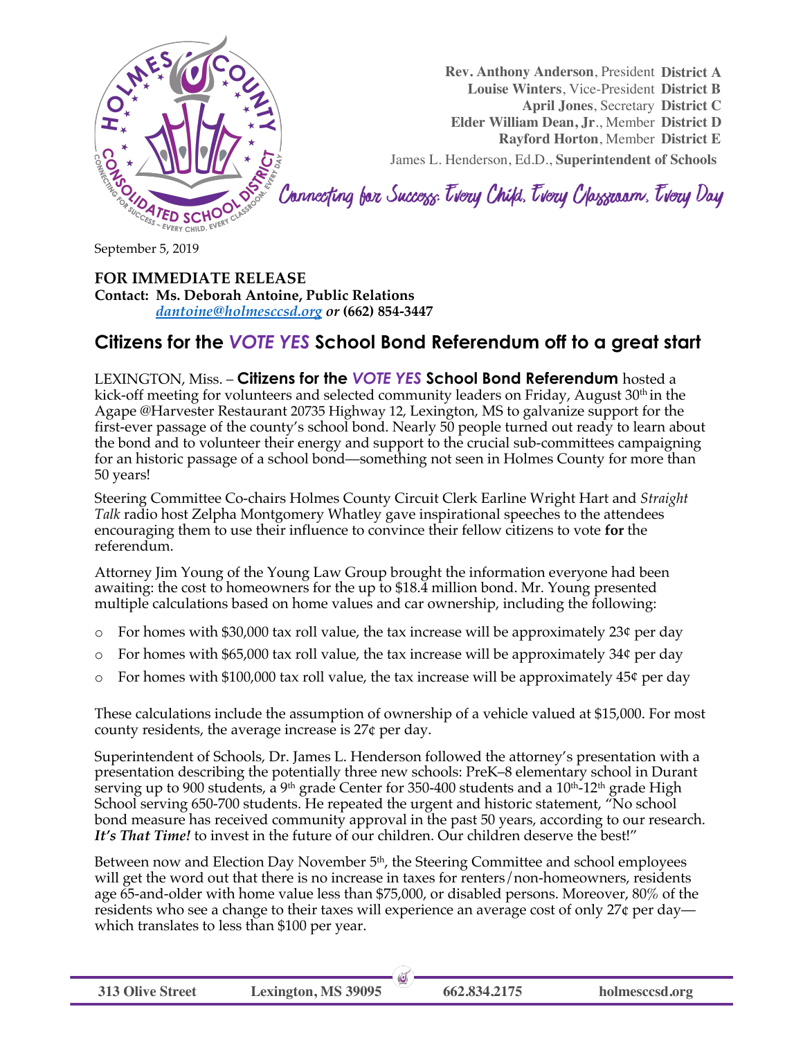**Rev. Anthony Anderson**, President **District A**
**Louise Winters**, Vice-President **District B**
**April Jones**, Secretary **District C**
**Elder William Dean, Jr**., Member **District D**
**Rayford Horton**, Member **District E**
James L. Henderson, Ed.D., **Superintendent of Schools**

*Connecting for Success: Every Child, Every Classroom, Every Day*

September 5, 2019

**FOR IMMEDIATE RELEASE**
**Contact: Ms. Deborah Antoine, Public Relations**
***dantoine@holmesccsd.org*** ***or*** **(662) 854-3447**

# Citizens for the *VOTE YES* School Bond Referendum off to a great start

LEXINGTON, Miss. – **Citizens for the *VOTE YES* School Bond Referendum** hosted a kick-off meeting for volunteers and selected community leaders on Friday, August 30th in the Agape @Harvester Restaurant 20735 Highway 12, Lexington, MS to galvanize support for the first-ever passage of the county's school bond. Nearly 50 people turned out ready to learn about the bond and to volunteer their energy and support to the crucial sub-committees campaigning for an historic passage of a school bond—something not seen in Holmes County for more than 50 years!

Steering Committee Co-chairs Holmes County Circuit Clerk Earline Wright Hart and *Straight Talk* radio host Zelpha Montgomery Whatley gave inspirational speeches to the attendees encouraging them to use their influence to convince their fellow citizens to vote **for** the referendum.

Attorney Jim Young of the Young Law Group brought the information everyone had been awaiting: the cost to homeowners for the up to $18.4 million bond. Mr. Young presented multiple calculations based on home values and car ownership, including the following:

- For homes with $30,000 tax roll value, the tax increase will be approximately 23¢ per day
- For homes with $65,000 tax roll value, the tax increase will be approximately 34¢ per day
- For homes with $100,000 tax roll value, the tax increase will be approximately 45¢ per day

These calculations include the assumption of ownership of a vehicle valued at $15,000. For most county residents, the average increase is 27¢ per day.

Superintendent of Schools, Dr. James L. Henderson followed the attorney's presentation with a presentation describing the potentially three new schools: PreK–8 elementary school in Durant serving up to 900 students, a 9th grade Center for 350-400 students and a 10th-12th grade High School serving 650-700 students. He repeated the urgent and historic statement, "No school bond measure has received community approval in the past 50 years, according to our research. ***It's That Time!*** to invest in the future of our children. Our children deserve the best!"

Between now and Election Day November 5th, the Steering Committee and school employees will get the word out that there is no increase in taxes for renters/non-homeowners, residents age 65-and-older with home value less than $75,000, or disabled persons. Moreover, 80% of the residents who see a change to their taxes will experience an average cost of only 27¢ per day—which translates to less than $100 per year.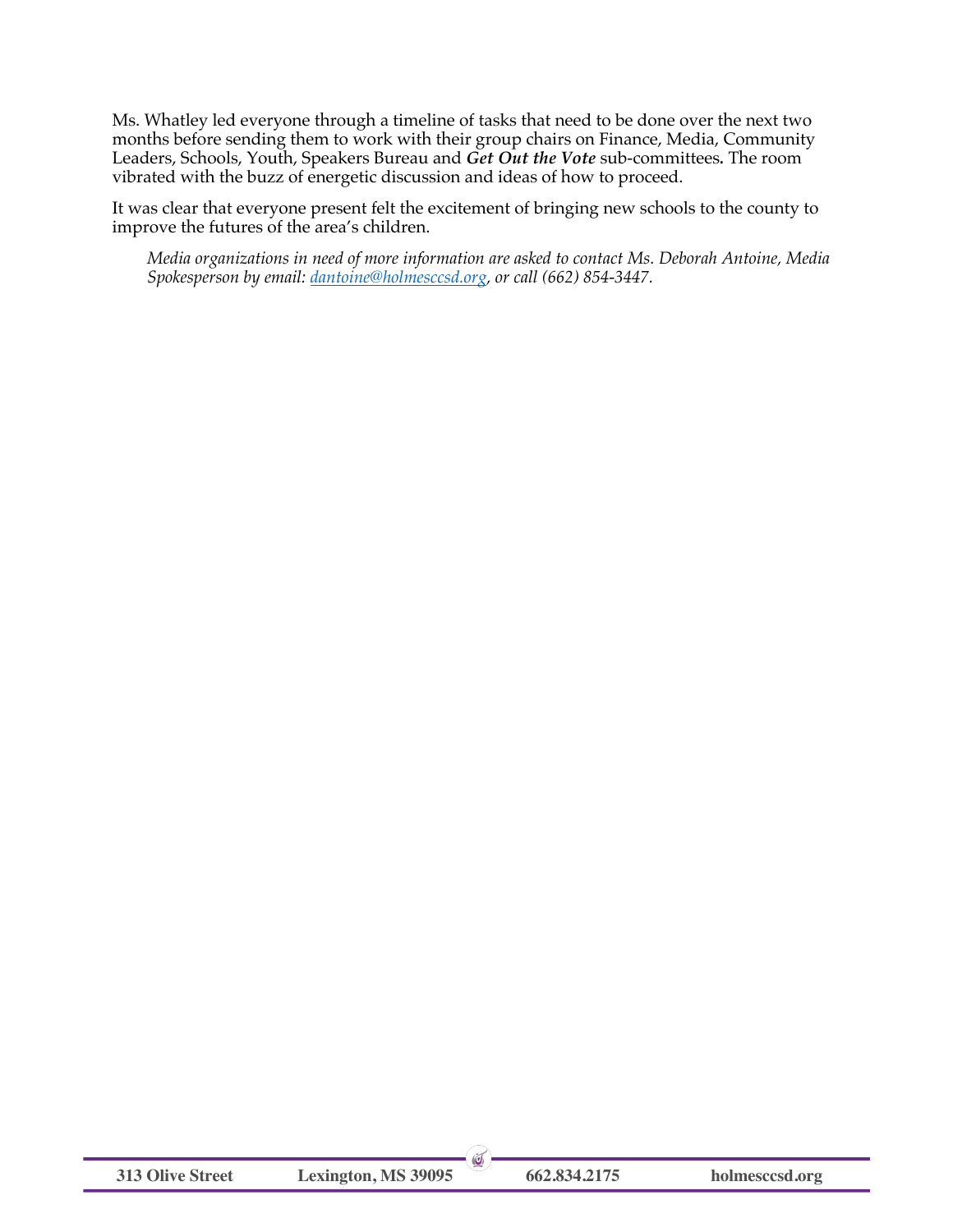Ms. Whatley led everyone through a timeline of tasks that need to be done over the next two months before sending them to work with their group chairs on Finance, Media, Community Leaders, Schools, Youth, Speakers Bureau and ***Get Out the Vote*** sub-committees**.** The room vibrated with the buzz of energetic discussion and ideas of how to proceed.

It was clear that everyone present felt the excitement of bringing new schools to the county to improve the futures of the area's children.

*Media organizations in need of more information are asked to contact Ms. Deborah Antoine, Media Spokesperson by email: [dantoine@holmesccsd.org](mailto:dantoine@holmesccsd.org), or call (662) 854-3447.*